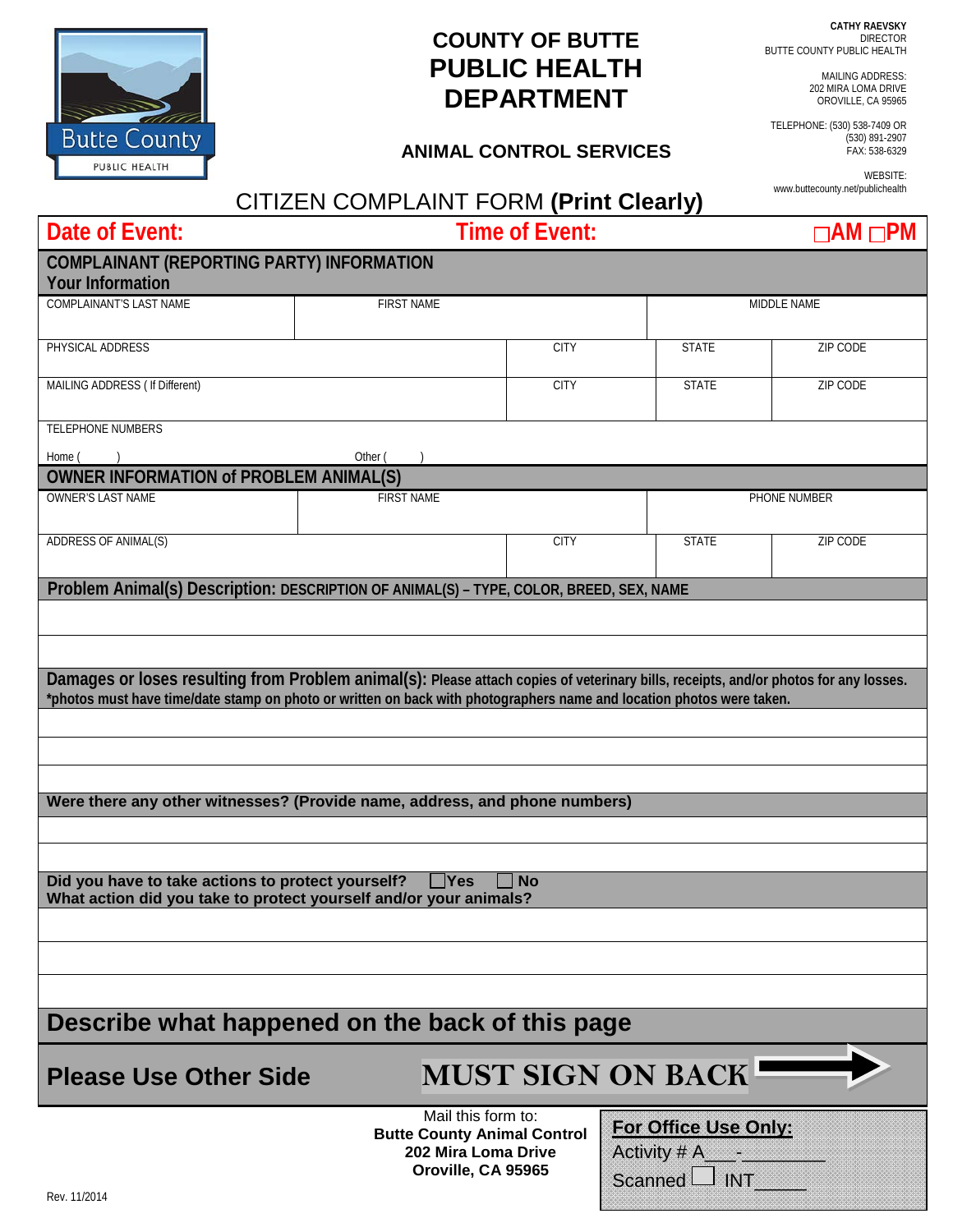# COUNTY OF BUTTE PUBLIC HEALTH DEPARTMENT

## ANIMAL CONTROL SERVICES

**CATHY RAEVSKY**
DIRECTOR
BUTTE COUNTY PUBLIC HEALTH

MAILING ADDRESS:
202 MIRA LOMA DRIVE
OROVILLE, CA 95965

TELEPHONE: (530) 538-7409 OR (530) 891-2907
FAX: 538-6329

WEBSITE:
www.buttecounty.net/publichealth

## CITIZEN COMPLAINT FORM **(Print Clearly)**

**Date of Event:** **Time of Event:** ☐AM ☐PM

### COMPLAINANT (REPORTING PARTY) INFORMATION
**Your Information**

| COMPLAINANT'S LAST NAME | FIRST NAME | | MIDDLE NAME |
|---|---|---|---|
| | | | |

| PHYSICAL ADDRESS | CITY | STATE | ZIP CODE |
|---|---|---|---|
| | | | |

| MAILING ADDRESS ( If Different) | CITY | STATE | ZIP CODE |
|---|---|---|---|
| | | | |

TELEPHONE NUMBERS

Home (       )                    Other (       )

### OWNER INFORMATION of PROBLEM ANIMAL(S)

| OWNER'S LAST NAME | FIRST NAME | PHONE NUMBER |
|---|---|---|
| | | |

| ADDRESS OF ANIMAL(S) | CITY | STATE | ZIP CODE |
|---|---|---|---|
| | | | |

### Problem Animal(s) Description: DESCRIPTION OF ANIMAL(S) – TYPE, COLOR, BREED, SEX, NAME

### Damages or loses resulting from Problem animal(s): Please attach copies of veterinary bills, receipts, and/or photos for any losses.
***photos must have time/date stamp on photo or written on back with photographers name and location photos were taken.**

### Were there any other witnesses? (Provide name, address, and phone numbers)

**Did you have to take actions to protect yourself?** ☐ **Yes** ☐ **No**
**What action did you take to protect yourself and/or your animals?**

## Describe what happened on the back of this page

**Please Use Other Side** **MUST SIGN ON BACK** ➡

Mail this form to:
**Butte County Animal Control**
**202 Mira Loma Drive**
**Oroville, CA 95965**

**For Office Use Only:**
Activity # A___-________
Scanned ☐ INT_____

Rev. 11/2014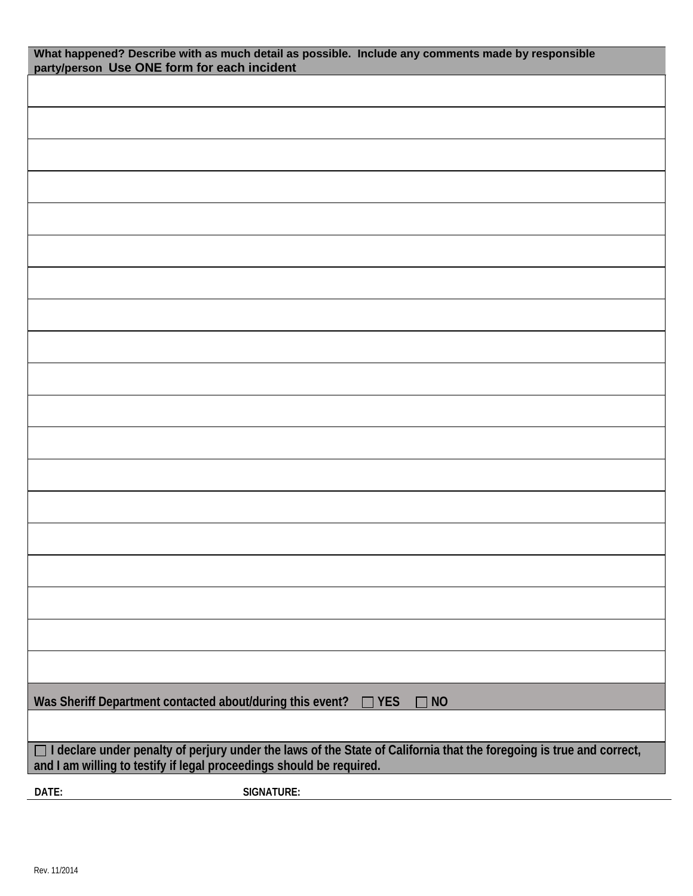**What happened? Describe with as much detail as possible. Include any comments made by responsible party/person Use ONE form for each incident**

**Was Sheriff Department contacted about/during this event?** ☐ **YES** ☐ **NO**

☐ **I declare under penalty of perjury under the laws of the State of California that the foregoing is true and correct, and I am willing to testify if legal proceedings should be required.**

**DATE:** **SIGNATURE:**

Rev. 11/2014